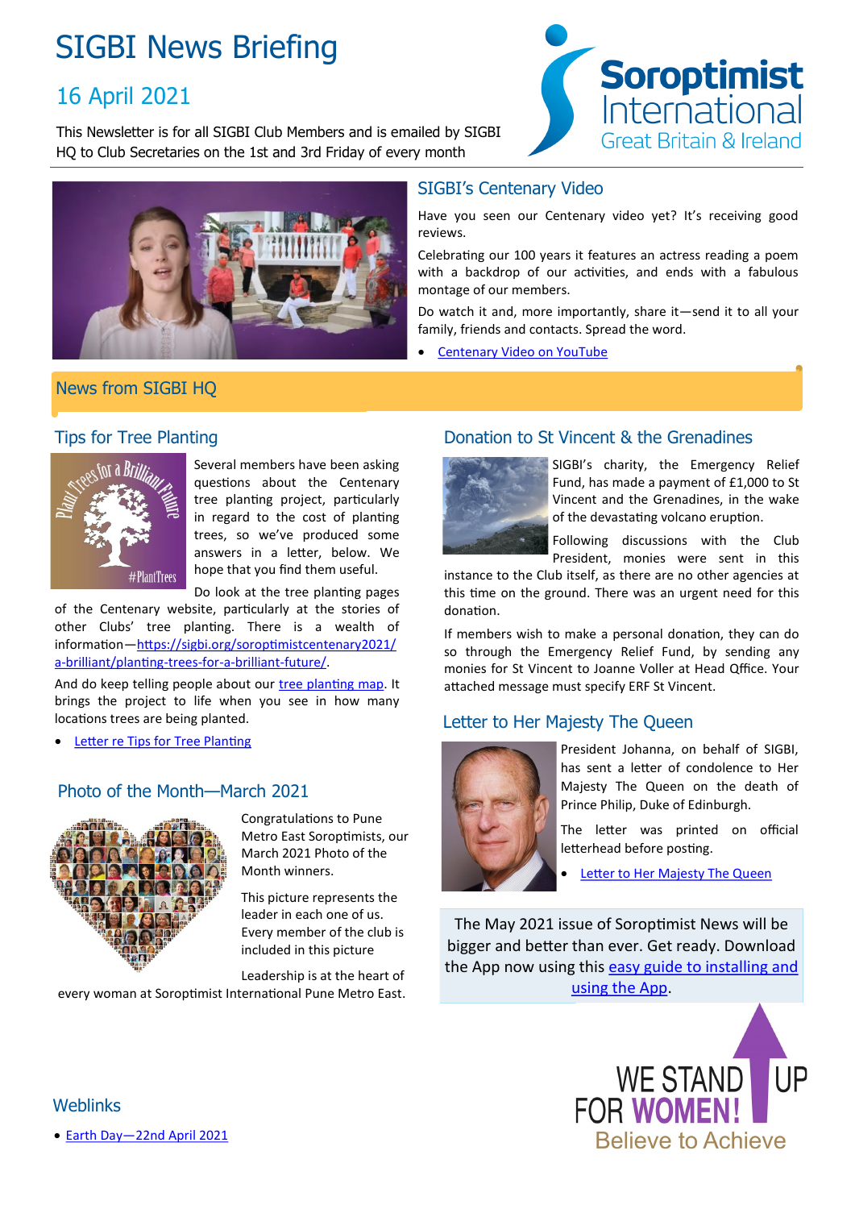# SIGBI News Briefing

## 16 April 2021

This Newsletter is for all SIGBI Club Members and is emailed by SIGBI HQ to Club Secretaries on the 1st and 3rd Friday of every month

## SIGBI's Centenary Video

Have you seen our Centenary video yet? It's receiving good reviews.

Celebrating our 100 years it features an actress reading a poem with a backdrop of our activities, and ends with a fabulous montage of our members.

Do watch it and, more importantly, share it—send it to all your family, friends and contacts. Spread the word.

- Centenary Video on YouTube

## News from SIGBI HQ

### Tips for Tree Planting

Several members have been asking questions about the Centenary tree planting project, particularly in regard to the cost of planting trees, so we've produced some answers in a letter, below. We hope that you find them useful.

Do look at the tree planting pages of the Centenary website, particularly at the stories of other Clubs' tree planting. There is a wealth of information—https://sigbi.org/soroptimistcentenary2021/a-brilliant/planting-trees-for-a-brilliant-future/.

And do keep telling people about our tree planting map. It brings the project to life when you see in how many locations trees are being planted.

- Letter re Tips for Tree Planting

### Photo of the Month—March 2021

Congratulations to Pune Metro East Soroptimists, our March 2021 Photo of the Month winners.

This picture represents the leader in each one of us. Every member of the club is included in this picture

Leadership is at the heart of every woman at Soroptimist International Pune Metro East.

### Donation to St Vincent & the Grenadines

SIGBI's charity, the Emergency Relief Fund, has made a payment of £1,000 to St Vincent and the Grenadines, in the wake of the devastating volcano eruption.

Following discussions with the Club President, monies were sent in this instance to the Club itself, as there are no other agencies at this time on the ground. There was an urgent need for this donation.

If members wish to make a personal donation, they can do so through the Emergency Relief Fund, by sending any monies for St Vincent to Joanne Voller at Head Qffice. Your attached message must specify ERF St Vincent.

### Letter to Her Majesty The Queen

President Johanna, on behalf of SIGBI, has sent a letter of condolence to Her Majesty The Queen on the death of Prince Philip, Duke of Edinburgh.

The letter was printed on official letterhead before posting.

- Letter to Her Majesty The Queen

The May 2021 issue of Soroptimist News will be bigger and better than ever. Get ready. Download the App now using this easy guide to installing and using the App.

### Weblinks

- Earth Day—22nd April 2021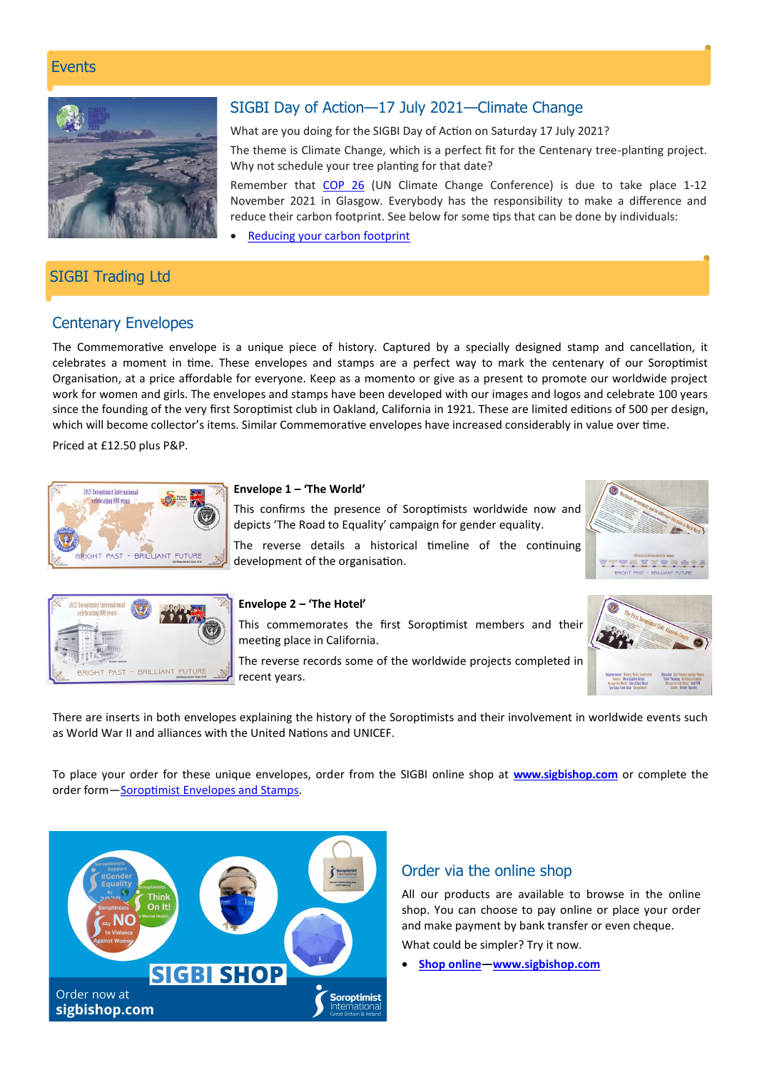# Events

## SIGBI Day of Action—17 July 2021—Climate Change

What are you doing for the SIGBI Day of Action on Saturday 17 July 2021?

The theme is Climate Change, which is a perfect fit for the Centenary tree-planting project. Why not schedule your tree planting for that date?

Remember that COP 26 (UN Climate Change Conference) is due to take place 1-12 November 2021 in Glasgow. Everybody has the responsibility to make a difference and reduce their carbon footprint. See below for some tips that can be done by individuals:

- Reducing your carbon footprint

# SIGBI Trading Ltd

## Centenary Envelopes

The Commemorative envelope is a unique piece of history. Captured by a specially designed stamp and cancellation, it celebrates a moment in time. These envelopes and stamps are a perfect way to mark the centenary of our Soroptimist Organisation, at a price affordable for everyone. Keep as a momento or give as a present to promote our worldwide project work for women and girls. The envelopes and stamps have been developed with our images and logos and celebrate 100 years since the founding of the very first Soroptimist club in Oakland, California in 1921. These are limited editions of 500 per design, which will become collector's items. Similar Commemorative envelopes have increased considerably in value over time.

Priced at £12.50 plus P&P.

**Envelope 1 – 'The World'**

This confirms the presence of Soroptimists worldwide now and depicts 'The Road to Equality' campaign for gender equality.

The reverse details a historical timeline of the continuing development of the organisation.

**Envelope 2 – 'The Hotel'**

This commemorates the first Soroptimist members and their meeting place in California.

The reverse records some of the worldwide projects completed in recent years.

There are inserts in both envelopes explaining the history of the Soroptimists and their involvement in worldwide events such as World War II and alliances with the United Nations and UNICEF.

To place your order for these unique envelopes, order from the SIGBI online shop at **www.sigbishop.com** or complete the order form—Soroptimist Envelopes and Stamps.

## Order via the online shop

All our products are available to browse in the online shop. You can choose to pay online or place your order and make payment by bank transfer or even cheque.

What could be simpler? Try it now.

- **Shop online**—**www.sigbishop.com**